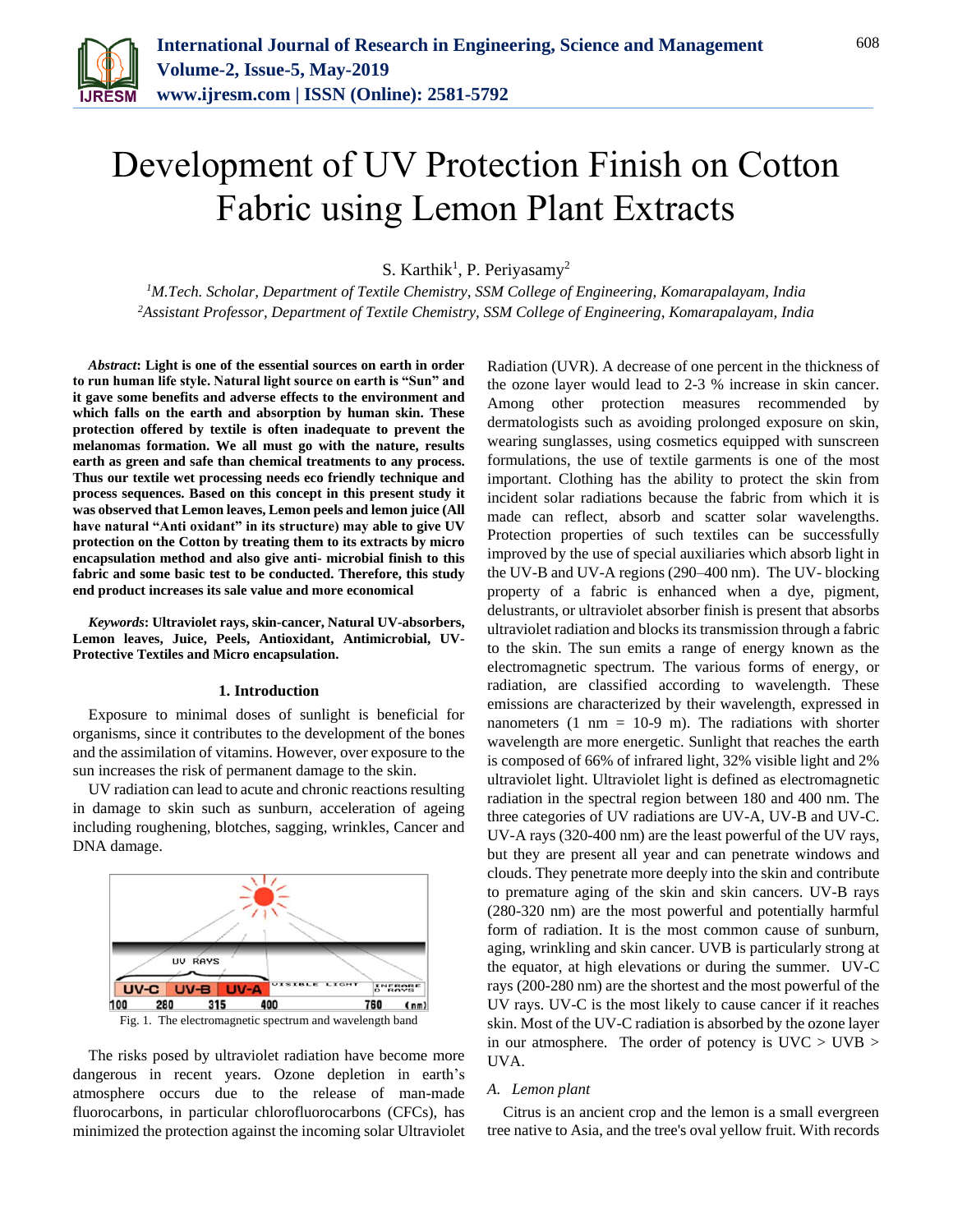#Development of UV Protection Finish on Cotton Fabric using Lemon Plant Extracts

S. Karthik[1], P. Periyasamy[2]

[1]M.Tech. Scholar, Department of Textile Chemistry, SSM College of Engineering, Komarapalayam, India
[2]Assistant Professor, Department of Textile Chemistry, SSM College of Engineering, Komarapalayam, India

***Abstract*: Light is one of the essential sources on earth in order to run human life style. Natural light source on earth is "Sun" and it gave some benefits and adverse effects to the environment and which falls on the earth and absorption by human skin. These protection offered by textile is often inadequate to prevent the melanomas formation. We all must go with the nature, results earth as green and safe than chemical treatments to any process. Thus our textile wet processing needs eco friendly technique and process sequences. Based on this concept in this present study it was observed that Lemon leaves, Lemon peels and lemon juice (All have natural "Anti oxidant" in its structure) may able to give UV protection on the Cotton by treating them to its extracts by micro encapsulation method and also give anti- microbial finish to this fabric and some basic test to be conducted. Therefore, this study end product increases its sale value and more economical**

***Keywords*: Ultraviolet rays, skin-cancer, Natural UV-absorbers, Lemon leaves, Juice, Peels, Antioxidant, Antimicrobial, UV-Protective Textiles and Micro encapsulation.**

## 1. Introduction

Exposure to minimal doses of sunlight is beneficial for organisms, since it contributes to the development of the bones and the assimilation of vitamins. However, over exposure to the sun increases the risk of permanent damage to the skin.

UV radiation can lead to acute and chronic reactions resulting in damage to skin such as sunburn, acceleration of ageing including roughening, blotches, sagging, wrinkles, Cancer and DNA damage.

Fig. 1. The electromagnetic spectrum and wavelength band

The risks posed by ultraviolet radiation have become more dangerous in recent years. Ozone depletion in earth's atmosphere occurs due to the release of man-made fluorocarbons, in particular chlorofluorocarbons (CFCs), has minimized the protection against the incoming solar Ultraviolet Radiation (UVR). A decrease of one percent in the thickness of the ozone layer would lead to 2-3 % increase in skin cancer. Among other protection measures recommended by dermatologists such as avoiding prolonged exposure on skin, wearing sunglasses, using cosmetics equipped with sunscreen formulations, the use of textile garments is one of the most important. Clothing has the ability to protect the skin from incident solar radiations because the fabric from which it is made can reflect, absorb and scatter solar wavelengths. Protection properties of such textiles can be successfully improved by the use of special auxiliaries which absorb light in the UV-B and UV-A regions (290–400 nm). The UV- blocking property of a fabric is enhanced when a dye, pigment, delustrants, or ultraviolet absorber finish is present that absorbs ultraviolet radiation and blocks its transmission through a fabric to the skin. The sun emits a range of energy known as the electromagnetic spectrum. The various forms of energy, or radiation, are classified according to wavelength. These emissions are characterized by their wavelength, expressed in nanometers (1 nm = $10^{-9}$ m). The radiations with shorter wavelength are more energetic. Sunlight that reaches the earth is composed of 66% of infrared light, 32% visible light and 2% ultraviolet light. Ultraviolet light is defined as electromagnetic radiation in the spectral region between 180 and 400 nm. The three categories of UV radiations are UV-A, UV-B and UV-C. UV-A rays (320-400 nm) are the least powerful of the UV rays, but they are present all year and can penetrate windows and clouds. They penetrate more deeply into the skin and contribute to premature aging of the skin and skin cancers. UV-B rays (280-320 nm) are the most powerful and potentially harmful form of radiation. It is the most common cause of sunburn, aging, wrinkling and skin cancer. UVB is particularly strong at the equator, at high elevations or during the summer. UV-C rays (200-280 nm) are the shortest and the most powerful of the UV rays. UV-C is the most likely to cause cancer if it reaches skin. Most of the UV-C radiation is absorbed by the ozone layer in our atmosphere. The order of potency is UVC > UVB > UVA.

### A. *Lemon plant*

Citrus is an ancient crop and the lemon is a small evergreen tree native to Asia, and the tree's oval yellow fruit. With records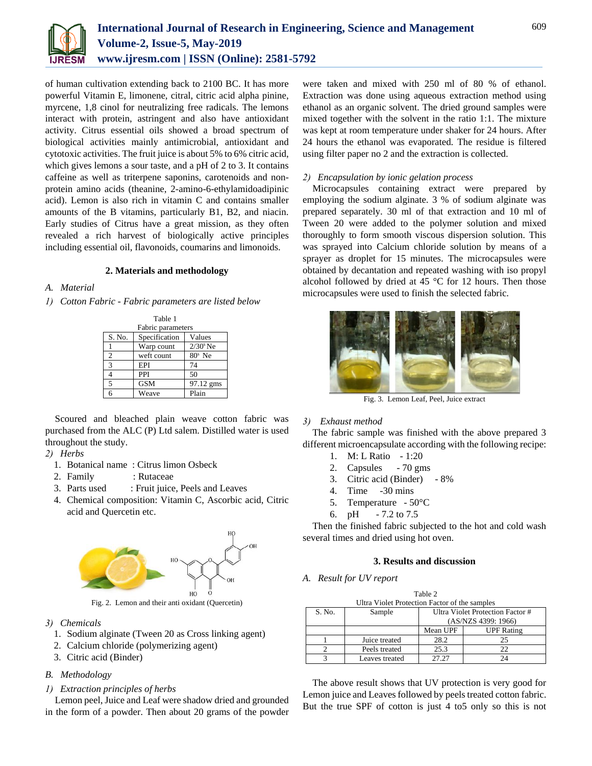of human cultivation extending back to 2100 BC. It has more powerful Vitamin E, limonene, citral, citric acid alpha pinine, myrcene, 1,8 cinol for neutralizing free radicals. The lemons interact with protein, astringent and also have antioxidant activity. Citrus essential oils showed a broad spectrum of biological activities mainly antimicrobial, antioxidant and cytotoxic activities. The fruit juice is about 5% to 6% citric acid, which gives lemons a sour taste, and a pH of 2 to 3. It contains caffeine as well as triterpene saponins, carotenoids and non-protein amino acids (theanine, 2-amino-6-ethylamidoadipinic acid). Lemon is also rich in vitamin C and contains smaller amounts of the B vitamins, particularly B1, B2, and niacin. Early studies of Citrus have a great mission, as they often revealed a rich harvest of biologically active principles including essential oil, flavonoids, coumarins and limonoids.

## 2. Materials and methodology

### *A. Material*

*1) Cotton Fabric - Fabric parameters are listed below*

Table 1
Fabric parameters

| S. No. | Specification | Values |
|---|---|---|
| 1 | Warp count | $2/30^s$ Ne |
| 2 | weft count | $80^s$ Ne |
| 3 | EPI | 74 |
| 4 | PPI | 50 |
| 5 | GSM | 97.12 gms |
| 6 | Weave | Plain |

Scoured and bleached plain weave cotton fabric was purchased from the ALC (P) Ltd salem. Distilled water is used throughout the study.

*2) Herbs*

1. Botanical name : Citrus limon Osbeck
2. Family : Rutaceae
3. Parts used : Fruit juice, Peels and Leaves
4. Chemical composition: Vitamin C, Ascorbic acid, Citric acid and Quercetin etc.

Fig. 2. Lemon and their anti oxidant (Quercetin)

*3) Chemicals*

1. Sodium alginate (Tween 20 as Cross linking agent)
2. Calcium chloride (polymerizing agent)
3. Citric acid (Binder)

### *B. Methodology*

*1) Extraction principles of herbs*

Lemon peel, Juice and Leaf were shadow dried and grounded in the form of a powder. Then about 20 grams of the powder were taken and mixed with 250 ml of 80 % of ethanol. Extraction was done using aqueous extraction method using ethanol as an organic solvent. The dried ground samples were mixed together with the solvent in the ratio 1:1. The mixture was kept at room temperature under shaker for 24 hours. After 24 hours the ethanol was evaporated. The residue is filtered using filter paper no 2 and the extraction is collected.

*2) Encapsulation by ionic gelation process*

Microcapsules containing extract were prepared by employing the sodium alginate. 3 % of sodium alginate was prepared separately. 30 ml of that extraction and 10 ml of Tween 20 were added to the polymer solution and mixed thoroughly to form smooth viscous dispersion solution. This was sprayed into Calcium chloride solution by means of a sprayer as droplet for 15 minutes. The microcapsules were obtained by decantation and repeated washing with iso propyl alcohol followed by dried at 45 °C for 12 hours. Then those microcapsules were used to finish the selected fabric.

Fig. 3. Lemon Leaf, Peel, Juice extract

*3) Exhaust method*

The fabric sample was finished with the above prepared 3 different microencapsulate according with the following recipe:

1. M: L Ratio - 1:20
2. Capsules - 70 gms
3. Citric acid (Binder) - 8%
4. Time -30 mins
5. Temperature - 50°C
6. pH - 7.2 to 7.5

Then the finished fabric subjected to the hot and cold wash several times and dried using hot oven.

## 3. Results and discussion

### *A. Result for UV report*

Table 2
Ultra Violet Protection Factor of the samples

| S. No. | Sample | Ultra Violet Protection Factor # (AS/NZS 4399: 1966) | |
|---|---|---|---|
| | | Mean UPF | UPF Rating |
| 1 | Juice treated | 28.2 | 25 |
| 2 | Peels treated | 25.3 | 22 |
| 3 | Leaves treated | 27.27 | 24 |

The above result shows that UV protection is very good for Lemon juice and Leaves followed by peels treated cotton fabric. But the true SPF of cotton is just 4 to5 only so this is not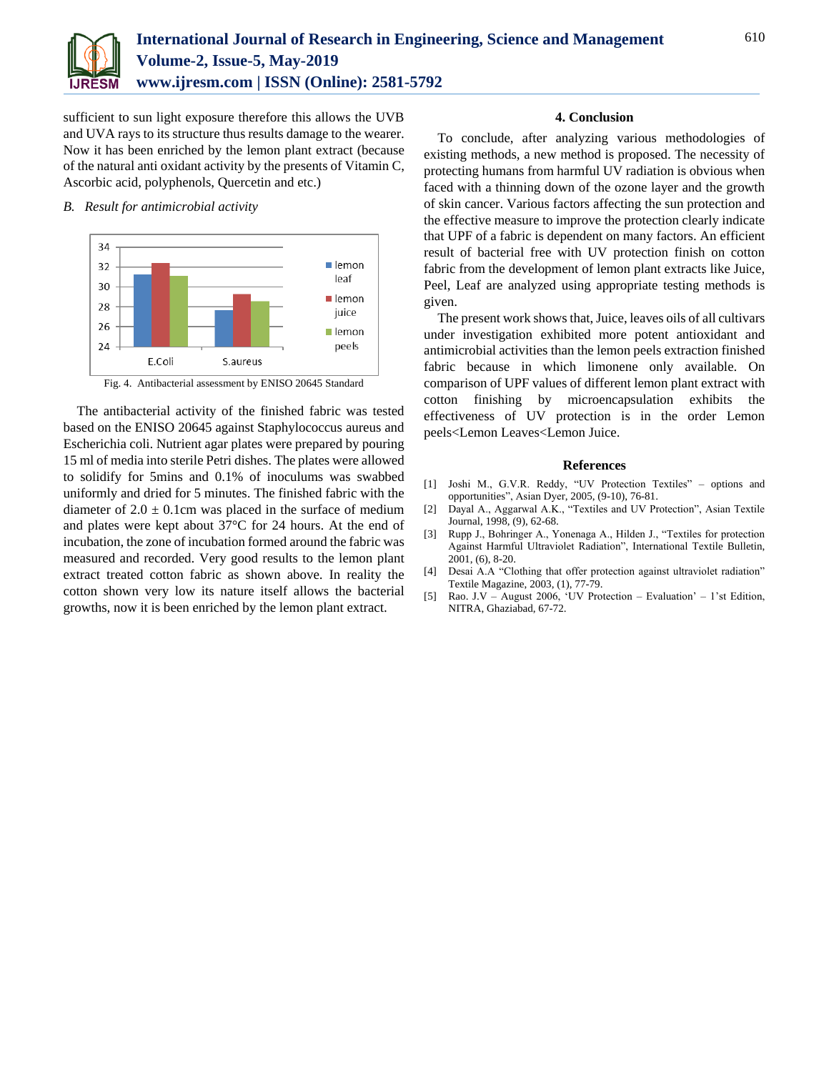sufficient to sun light exposure therefore this allows the UVB and UVA rays to its structure thus results damage to the wearer. Now it has been enriched by the lemon plant extract (because of the natural anti oxidant activity by the presents of Vitamin C, Ascorbic acid, polyphenols, Quercetin and etc.)

### *B. Result for antimicrobial activity*

34
32
30
28
26
24
E.Coli
S.aureus
lemon leaf
lemon juice
lemon peels

Fig. 4. Antibacterial assessment by ENISO 20645 Standard

The antibacterial activity of the finished fabric was tested based on the ENISO 20645 against Staphylococcus aureus and Escherichia coli. Nutrient agar plates were prepared by pouring 15 ml of media into sterile Petri dishes. The plates were allowed to solidify for 5mins and 0.1% of inoculums was swabbed uniformly and dried for 5 minutes. The finished fabric with the diameter of 2.0 ± 0.1cm was placed in the surface of medium and plates were kept about 37°C for 24 hours. At the end of incubation, the zone of incubation formed around the fabric was measured and recorded. Very good results to the lemon plant extract treated cotton fabric as shown above. In reality the cotton shown very low its nature itself allows the bacterial growths, now it is been enriched by the lemon plant extract.

## 4. Conclusion

To conclude, after analyzing various methodologies of existing methods, a new method is proposed. The necessity of protecting humans from harmful UV radiation is obvious when faced with a thinning down of the ozone layer and the growth of skin cancer. Various factors affecting the sun protection and the effective measure to improve the protection clearly indicate that UPF of a fabric is dependent on many factors. An efficient result of bacterial free with UV protection finish on cotton fabric from the development of lemon plant extracts like Juice, Peel, Leaf are analyzed using appropriate testing methods is given.

The present work shows that, Juice, leaves oils of all cultivars under investigation exhibited more potent antioxidant and antimicrobial activities than the lemon peels extraction finished fabric because in which limonene only available. On comparison of UPF values of different lemon plant extract with cotton finishing by microencapsulation exhibits the effectiveness of UV protection is in the order Lemon peels<Lemon Leaves<Lemon Juice.

## References

[1] Joshi M., G.V.R. Reddy, "UV Protection Textiles" – options and opportunities", Asian Dyer, 2005, (9-10), 76-81.

[2] Dayal A., Aggarwal A.K., "Textiles and UV Protection", Asian Textile Journal, 1998, (9), 62-68.

[3] Rupp J., Bohringer A., Yonenaga A., Hilden J., "Textiles for protection Against Harmful Ultraviolet Radiation", International Textile Bulletin, 2001, (6), 8-20.

[4] Desai A.A "Clothing that offer protection against ultraviolet radiation" Textile Magazine, 2003, (1), 77-79.

[5] Rao. J.V – August 2006, 'UV Protection – Evaluation' – 1'st Edition, NITRA, Ghaziabad, 67-72.